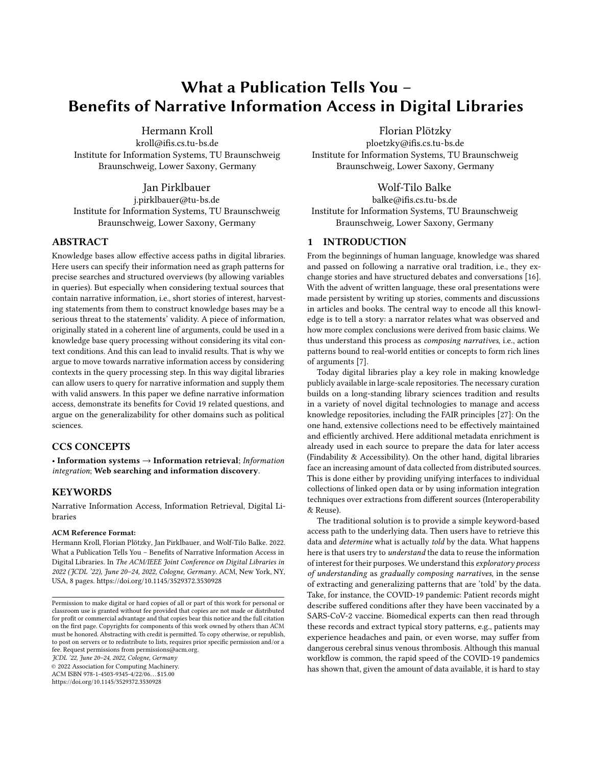# What a Publication Tells You – Benefits of Narrative Information Access in Digital Libraries

Hermann Kroll
kroll@ifis.cs.tu-bs.de
Institute for Information Systems, TU Braunschweig
Braunschweig, Lower Saxony, Germany

Florian Plötzky
ploetzky@ifis.cs.tu-bs.de
Institute for Information Systems, TU Braunschweig
Braunschweig, Lower Saxony, Germany

Jan Pirklbauer
j.pirklbauer@tu-bs.de
Institute for Information Systems, TU Braunschweig
Braunschweig, Lower Saxony, Germany

Wolf-Tilo Balke
balke@ifis.cs.tu-bs.de
Institute for Information Systems, TU Braunschweig
Braunschweig, Lower Saxony, Germany

## ABSTRACT

Knowledge bases allow effective access paths in digital libraries. Here users can specify their information need as graph patterns for precise searches and structured overviews (by allowing variables in queries). But especially when considering textual sources that contain narrative information, i.e., short stories of interest, harvesting statements from them to construct knowledge bases may be a serious threat to the statements' validity. A piece of information, originally stated in a coherent line of arguments, could be used in a knowledge base query processing without considering its vital context conditions. And this can lead to invalid results. That is why we argue to move towards narrative information access by considering contexts in the query processing step. In this way digital libraries can allow users to query for narrative information and supply them with valid answers. In this paper we define narrative information access, demonstrate its benefits for Covid 19 related questions, and argue on the generalizability for other domains such as political sciences.

## CCS CONCEPTS

• **Information systems** → **Information retrieval**; *Information integration*; **Web searching and information discovery**.

## KEYWORDS

Narrative Information Access, Information Retrieval, Digital Libraries

**ACM Reference Format:**
Hermann Kroll, Florian Plötzky, Jan Pirklbauer, and Wolf-Tilo Balke. 2022. What a Publication Tells You – Benefits of Narrative Information Access in Digital Libraries. In *The ACM/IEEE Joint Conference on Digital Libraries in 2022 (JCDL '22), June 20–24, 2022, Cologne, Germany.* ACM, New York, NY, USA, 8 pages. https://doi.org/10.1145/3529372.3530928

Permission to make digital or hard copies of all or part of this work for personal or classroom use is granted without fee provided that copies are not made or distributed for profit or commercial advantage and that copies bear this notice and the full citation on the first page. Copyrights for components of this work owned by others than ACM must be honored. Abstracting with credit is permitted. To copy otherwise, or republish, to post on servers or to redistribute to lists, requires prior specific permission and/or a fee. Request permissions from permissions@acm.org.
*JCDL '22, June 20–24, 2022, Cologne, Germany*
© 2022 Association for Computing Machinery.
ACM ISBN 978-1-4503-9345-4/22/06…$15.00
https://doi.org/10.1145/3529372.3530928

## 1 INTRODUCTION

From the beginnings of human language, knowledge was shared and passed on following a narrative oral tradition, i.e., they exchange stories and have structured debates and conversations [16]. With the advent of written language, these oral presentations were made persistent by writing up stories, comments and discussions in articles and books. The central way to encode all this knowledge is to tell a story: a narrator relates what was observed and how more complex conclusions were derived from basic claims. We thus understand this process as *composing narratives*, i.e., action patterns bound to real-world entities or concepts to form rich lines of arguments [7].

Today digital libraries play a key role in making knowledge publicly available in large-scale repositories. The necessary curation builds on a long-standing library sciences tradition and results in a variety of novel digital technologies to manage and access knowledge repositories, including the FAIR principles [27]: On the one hand, extensive collections need to be effectively maintained and efficiently archived. Here additional metadata enrichment is already used in each source to prepare the data for later access (Findability & Accessibility). On the other hand, digital libraries face an increasing amount of data collected from distributed sources. This is done either by providing unifying interfaces to individual collections of linked open data or by using information integration techniques over extractions from different sources (Interoperability & Reuse).

The traditional solution is to provide a simple keyword-based access path to the underlying data. Then users have to retrieve this data and *determine* what is actually *told* by the data. What happens here is that users try to *understand* the data to reuse the information of interest for their purposes. We understand this *exploratory process of understanding* as *gradually composing narratives*, in the sense of extracting and generalizing patterns that are 'told' by the data. Take, for instance, the COVID-19 pandemic: Patient records might describe suffered conditions after they have been vaccinated by a SARS-CoV-2 vaccine. Biomedical experts can then read through these records and extract typical story patterns, e.g., patients may experience headaches and pain, or even worse, may suffer from dangerous cerebral sinus venous thrombosis. Although this manual workflow is common, the rapid speed of the COVID-19 pandemics has shown that, given the amount of data available, it is hard to stay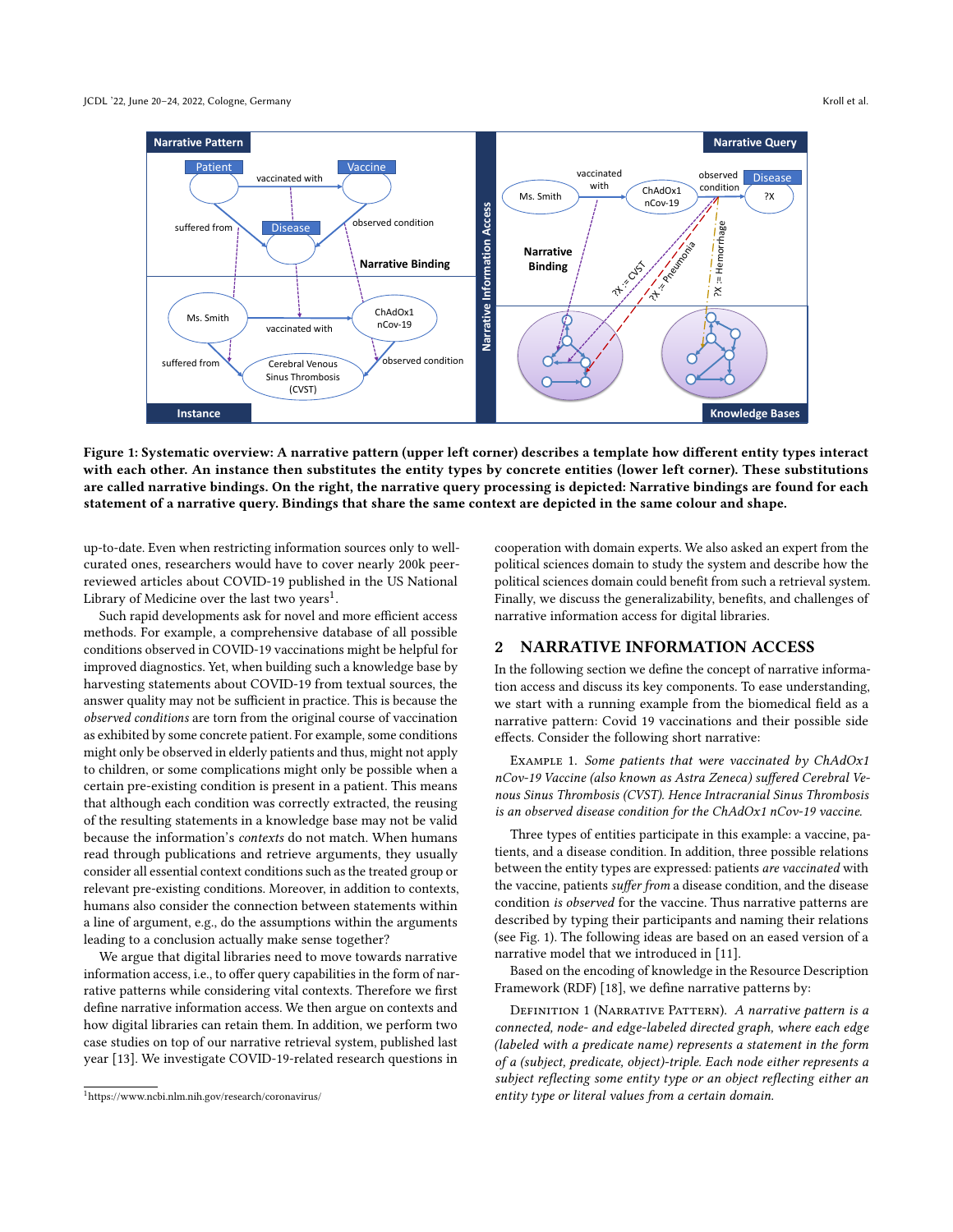Figure 1: Systematic overview: A narrative pattern (upper left corner) describes a template how different entity types interact with each other. An instance then substitutes the entity types by concrete entities (lower left corner). These substitutions are called narrative bindings. On the right, the narrative query processing is depicted: Narrative bindings are found for each statement of a narrative query. Bindings that share the same context are depicted in the same colour and shape.

up-to-date. Even when restricting information sources only to well-curated ones, researchers would have to cover nearly 200k peer-reviewed articles about COVID-19 published in the US National Library of Medicine over the last two years[1].

Such rapid developments ask for novel and more efficient access methods. For example, a comprehensive database of all possible conditions observed in COVID-19 vaccinations might be helpful for improved diagnostics. Yet, when building such a knowledge base by harvesting statements about COVID-19 from textual sources, the answer quality may not be sufficient in practice. This is because the *observed conditions* are torn from the original course of vaccination as exhibited by some concrete patient. For example, some conditions might only be observed in elderly patients and thus, might not apply to children, or some complications might only be possible when a certain pre-existing condition is present in a patient. This means that although each condition was correctly extracted, the reusing of the resulting statements in a knowledge base may not be valid because the information's *contexts* do not match. When humans read through publications and retrieve arguments, they usually consider all essential context conditions such as the treated group or relevant pre-existing conditions. Moreover, in addition to contexts, humans also consider the connection between statements within a line of argument, e.g., do the assumptions within the arguments leading to a conclusion actually make sense together?

We argue that digital libraries need to move towards narrative information access, i.e., to offer query capabilities in the form of narrative patterns while considering vital contexts. Therefore we first define narrative information access. We then argue on contexts and how digital libraries can retain them. In addition, we perform two case studies on top of our narrative retrieval system, published last year [13]. We investigate COVID-19-related research questions in cooperation with domain experts. We also asked an expert from the political sciences domain to study the system and describe how the political sciences domain could benefit from such a retrieval system. Finally, we discuss the generalizability, benefits, and challenges of narrative information access for digital libraries.

[1]https://www.ncbi.nlm.nih.gov/research/coronavirus/

## 2 NARRATIVE INFORMATION ACCESS

In the following section we define the concept of narrative information access and discuss its key components. To ease understanding, we start with a running example from the biomedical field as a narrative pattern: Covid 19 vaccinations and their possible side effects. Consider the following short narrative:

Example 1. *Some patients that were vaccinated by ChAdOx1 nCov-19 Vaccine (also known as Astra Zeneca) suffered Cerebral Venous Sinus Thrombosis (CVST). Hence Intracranial Sinus Thrombosis is an observed disease condition for the ChAdOx1 nCov-19 vaccine.*

Three types of entities participate in this example: a vaccine, patients, and a disease condition. In addition, three possible relations between the entity types are expressed: patients *are vaccinated* with the vaccine, patients *suffer from* a disease condition, and the disease condition *is observed* for the vaccine. Thus narrative patterns are described by typing their participants and naming their relations (see Fig. 1). The following ideas are based on an eased version of a narrative model that we introduced in [11].

Based on the encoding of knowledge in the Resource Description Framework (RDF) [18], we define narrative patterns by:

Definition 1 (Narrative Pattern). *A narrative pattern is a connected, node- and edge-labeled directed graph, where each edge (labeled with a predicate name) represents a statement in the form of a (subject, predicate, object)-triple. Each node either represents a subject reflecting some entity type or an object reflecting either an entity type or literal values from a certain domain.*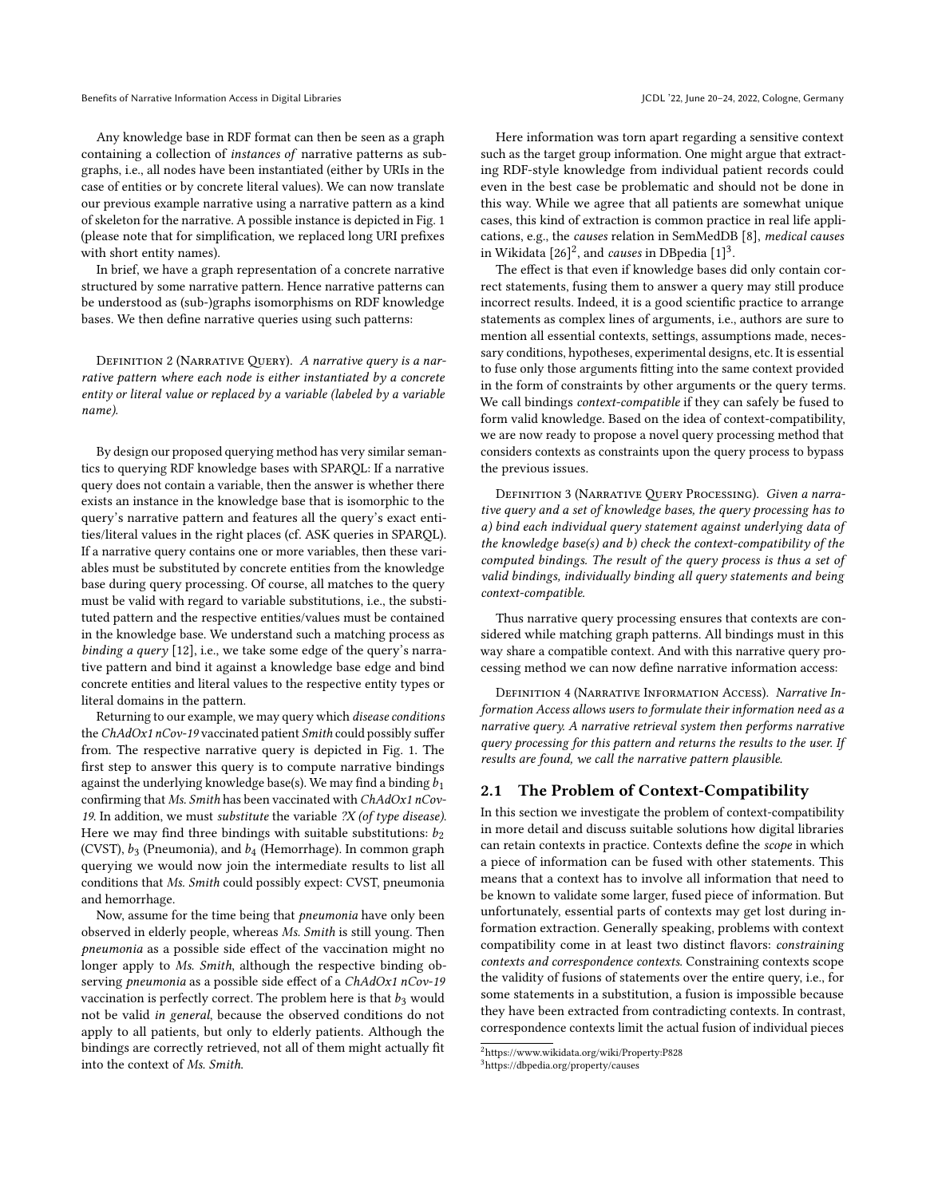Any knowledge base in RDF format can then be seen as a graph containing a collection of *instances of* narrative patterns as subgraphs, i.e., all nodes have been instantiated (either by URIs in the case of entities or by concrete literal values). We can now translate our previous example narrative using a narrative pattern as a kind of skeleton for the narrative. A possible instance is depicted in Fig. 1 (please note that for simplification, we replaced long URI prefixes with short entity names).

In brief, we have a graph representation of a concrete narrative structured by some narrative pattern. Hence narrative patterns can be understood as (sub-)graphs isomorphisms on RDF knowledge bases. We then define narrative queries using such patterns:

Definition 2 (Narrative Query). *A narrative query is a narrative pattern where each node is either instantiated by a concrete entity or literal value or replaced by a variable (labeled by a variable name).*

By design our proposed querying method has very similar semantics to querying RDF knowledge bases with SPARQL: If a narrative query does not contain a variable, then the answer is whether there exists an instance in the knowledge base that is isomorphic to the query's narrative pattern and features all the query's exact entities/literal values in the right places (cf. ASK queries in SPARQL). If a narrative query contains one or more variables, then these variables must be substituted by concrete entities from the knowledge base during query processing. Of course, all matches to the query must be valid with regard to variable substitutions, i.e., the substituted pattern and the respective entities/values must be contained in the knowledge base. We understand such a matching process as *binding a query* [12], i.e., we take some edge of the query's narrative pattern and bind it against a knowledge base edge and bind concrete entities and literal values to the respective entity types or literal domains in the pattern.

Returning to our example, we may query which *disease conditions* the *ChAdOx1 nCov-19* vaccinated patient *Smith* could possibly suffer from. The respective narrative query is depicted in Fig. 1. The first step to answer this query is to compute narrative bindings against the underlying knowledge base(s). We may find a binding $b_1$ confirming that *Ms. Smith* has been vaccinated with *ChAdOx1 nCov-19*. In addition, we must *substitute* the variable *?X (of type disease)*. Here we may find three bindings with suitable substitutions: $b_2$ (CVST), $b_3$ (Pneumonia), and $b_4$ (Hemorrhage). In common graph querying we would now join the intermediate results to list all conditions that *Ms. Smith* could possibly expect: CVST, pneumonia and hemorrhage.

Now, assume for the time being that *pneumonia* have only been observed in elderly people, whereas *Ms. Smith* is still young. Then *pneumonia* as a possible side effect of the vaccination might no longer apply to *Ms. Smith*, although the respective binding observing *pneumonia* as a possible side effect of a *ChAdOx1 nCov-19* vaccination is perfectly correct. The problem here is that $b_3$ would not be valid *in general*, because the observed conditions do not apply to all patients, but only to elderly patients. Although the bindings are correctly retrieved, not all of them might actually fit into the context of *Ms. Smith*.

Here information was torn apart regarding a sensitive context such as the target group information. One might argue that extracting RDF-style knowledge from individual patient records could even in the best case be problematic and should not be done in this way. While we agree that all patients are somewhat unique cases, this kind of extraction is common practice in real life applications, e.g., the *causes* relation in SemMedDB [8], *medical causes* in Wikidata [26][2], and *causes* in DBpedia [1][3].

The effect is that even if knowledge bases did only contain correct statements, fusing them to answer a query may still produce incorrect results. Indeed, it is a good scientific practice to arrange statements as complex lines of arguments, i.e., authors are sure to mention all essential contexts, settings, assumptions made, necessary conditions, hypotheses, experimental designs, etc. It is essential to fuse only those arguments fitting into the same context provided in the form of constraints by other arguments or the query terms. We call bindings *context-compatible* if they can safely be fused to form valid knowledge. Based on the idea of context-compatibility, we are now ready to propose a novel query processing method that considers contexts as constraints upon the query process to bypass the previous issues.

Definition 3 (Narrative Query Processing). *Given a narrative query and a set of knowledge bases, the query processing has to a) bind each individual query statement against underlying data of the knowledge base(s) and b) check the context-compatibility of the computed bindings. The result of the query process is thus a set of valid bindings, individually binding all query statements and being context-compatible.*

Thus narrative query processing ensures that contexts are considered while matching graph patterns. All bindings must in this way share a compatible context. And with this narrative query processing method we can now define narrative information access:

Definition 4 (Narrative Information Access). *Narrative Information Access allows users to formulate their information need as a narrative query. A narrative retrieval system then performs narrative query processing for this pattern and returns the results to the user. If results are found, we call the narrative pattern plausible.*

## 2.1 The Problem of Context-Compatibility

In this section we investigate the problem of context-compatibility in more detail and discuss suitable solutions how digital libraries can retain contexts in practice. Contexts define the *scope* in which a piece of information can be fused with other statements. This means that a context has to involve all information that need to be known to validate some larger, fused piece of information. But unfortunately, essential parts of contexts may get lost during information extraction. Generally speaking, problems with context compatibility come in at least two distinct flavors: *constraining contexts and correspondence contexts*. Constraining contexts scope the validity of fusions of statements over the entire query, i.e., for some statements in a substitution, a fusion is impossible because they have been extracted from contradicting contexts. In contrast, correspondence contexts limit the actual fusion of individual pieces

[2] https://www.wikidata.org/wiki/Property:P828

[3] https://dbpedia.org/property/causes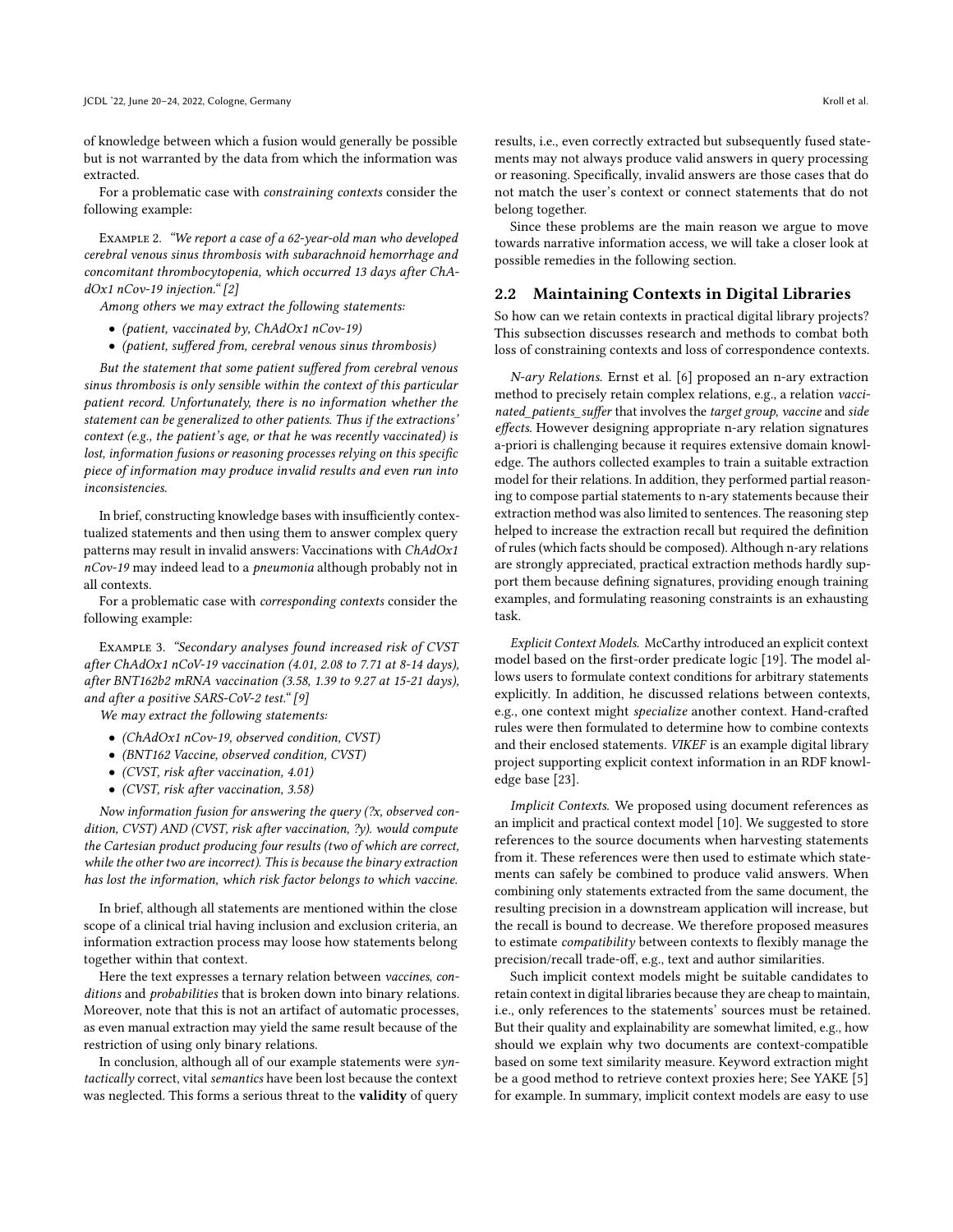of knowledge between which a fusion would generally be possible but is not warranted by the data from which the information was extracted.

For a problematic case with *constraining contexts* consider the following example:

Example 2. *"We report a case of a 62-year-old man who developed cerebral venous sinus thrombosis with subarachnoid hemorrhage and concomitant thrombocytopenia, which occurred 13 days after ChAdOx1 nCov-19 injection." [2]*

*Among others we may extract the following statements:*

- *(patient, vaccinated by, ChAdOx1 nCov-19)*
- *(patient, suffered from, cerebral venous sinus thrombosis)*

*But the statement that some patient suffered from cerebral venous sinus thrombosis is only sensible within the context of this particular patient record. Unfortunately, there is no information whether the statement can be generalized to other patients. Thus if the extractions' context (e.g., the patient's age, or that he was recently vaccinated) is lost, information fusions or reasoning processes relying on this specific piece of information may produce invalid results and even run into inconsistencies.*

In brief, constructing knowledge bases with insufficiently contextualized statements and then using them to answer complex query patterns may result in invalid answers: Vaccinations with *ChAdOx1 nCov-19* may indeed lead to a *pneumonia* although probably not in all contexts.

For a problematic case with *corresponding contexts* consider the following example:

Example 3. *"Secondary analyses found increased risk of CVST after ChAdOx1 nCoV-19 vaccination (4.01, 2.08 to 7.71 at 8-14 days), after BNT162b2 mRNA vaccination (3.58, 1.39 to 9.27 at 15-21 days), and after a positive SARS-CoV-2 test." [9]*

*We may extract the following statements:*

- *(ChAdOx1 nCov-19, observed condition, CVST)*
- *(BNT162 Vaccine, observed condition, CVST)*
- *(CVST, risk after vaccination, 4.01)*
- *(CVST, risk after vaccination, 3.58)*

*Now information fusion for answering the query (?x, observed condition, CVST) AND (CVST, risk after vaccination, ?y). would compute the Cartesian product producing four results (two of which are correct, while the other two are incorrect). This is because the binary extraction has lost the information, which risk factor belongs to which vaccine.*

In brief, although all statements are mentioned within the close scope of a clinical trial having inclusion and exclusion criteria, an information extraction process may loose how statements belong together within that context.

Here the text expresses a ternary relation between *vaccines*, *conditions* and *probabilities* that is broken down into binary relations. Moreover, note that this is not an artifact of automatic processes, as even manual extraction may yield the same result because of the restriction of using only binary relations.

In conclusion, although all of our example statements were *syntactically* correct, vital *semantics* have been lost because the context was neglected. This forms a serious threat to the **validity** of query results, i.e., even correctly extracted but subsequently fused statements may not always produce valid answers in query processing or reasoning. Specifically, invalid answers are those cases that do not match the user's context or connect statements that do not belong together.

Since these problems are the main reason we argue to move towards narrative information access, we will take a closer look at possible remedies in the following section.

## 2.2 Maintaining Contexts in Digital Libraries

So how can we retain contexts in practical digital library projects? This subsection discusses research and methods to combat both loss of constraining contexts and loss of correspondence contexts.

*N-ary Relations.* Ernst et al. [6] proposed an n-ary extraction method to precisely retain complex relations, e.g., a relation *vaccinated_patients_suffer* that involves the *target group*, *vaccine* and *side effects*. However designing appropriate n-ary relation signatures a-priori is challenging because it requires extensive domain knowledge. The authors collected examples to train a suitable extraction model for their relations. In addition, they performed partial reasoning to compose partial statements to n-ary statements because their extraction method was also limited to sentences. The reasoning step helped to increase the extraction recall but required the definition of rules (which facts should be composed). Although n-ary relations are strongly appreciated, practical extraction methods hardly support them because defining signatures, providing enough training examples, and formulating reasoning constraints is an exhausting task.

*Explicit Context Models.* McCarthy introduced an explicit context model based on the first-order predicate logic [19]. The model allows users to formulate context conditions for arbitrary statements explicitly. In addition, he discussed relations between contexts, e.g., one context might *specialize* another context. Hand-crafted rules were then formulated to determine how to combine contexts and their enclosed statements. *VIKEF* is an example digital library project supporting explicit context information in an RDF knowledge base [23].

*Implicit Contexts.* We proposed using document references as an implicit and practical context model [10]. We suggested to store references to the source documents when harvesting statements from it. These references were then used to estimate which statements can safely be combined to produce valid answers. When combining only statements extracted from the same document, the resulting precision in a downstream application will increase, but the recall is bound to decrease. We therefore proposed measures to estimate *compatibility* between contexts to flexibly manage the precision/recall trade-off, e.g., text and author similarities.

Such implicit context models might be suitable candidates to retain context in digital libraries because they are cheap to maintain, i.e., only references to the statements' sources must be retained. But their quality and explainability are somewhat limited, e.g., how should we explain why two documents are context-compatible based on some text similarity measure. Keyword extraction might be a good method to retrieve context proxies here; See YAKE [5] for example. In summary, implicit context models are easy to use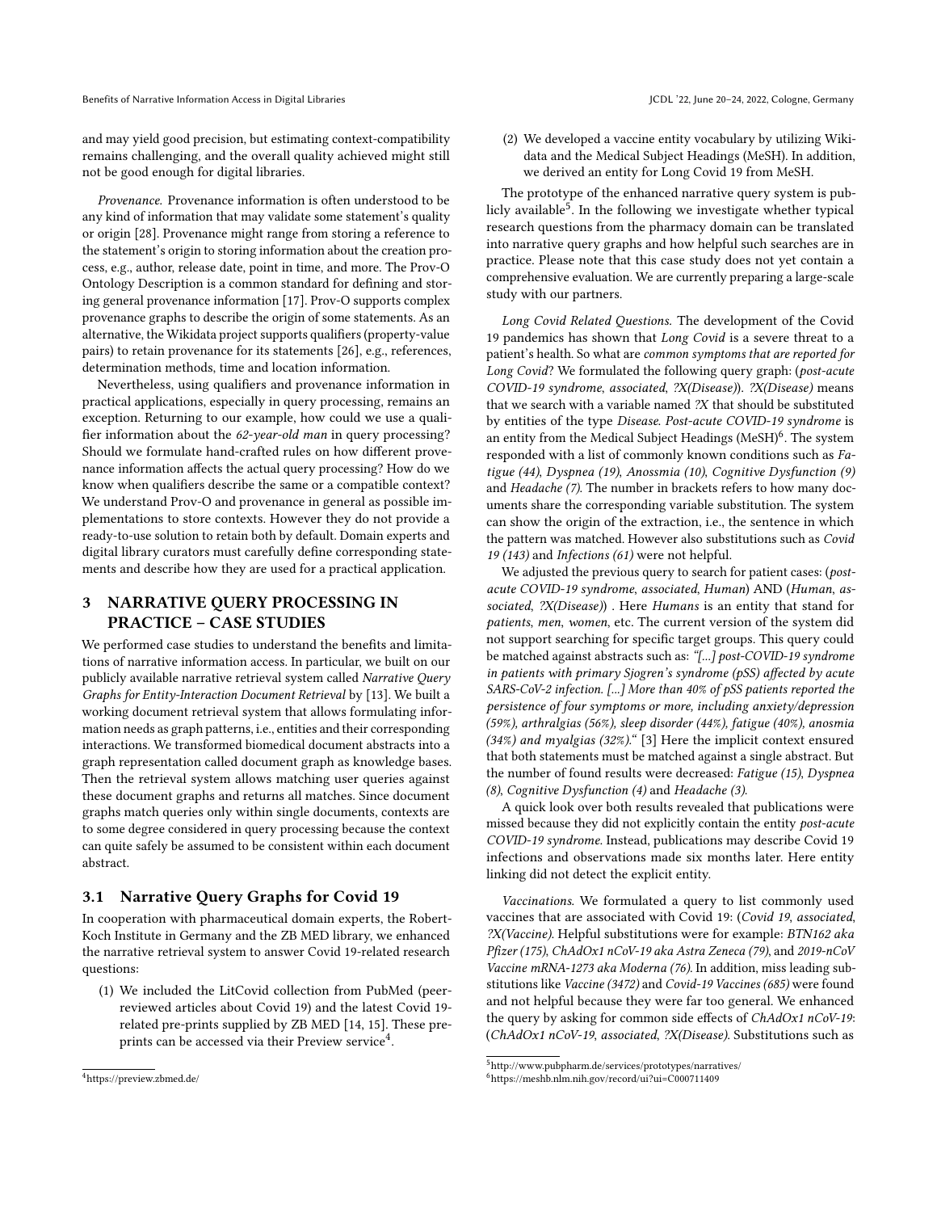and may yield good precision, but estimating context-compatibility remains challenging, and the overall quality achieved might still not be good enough for digital libraries.

*Provenance.* Provenance information is often understood to be any kind of information that may validate some statement's quality or origin [28]. Provenance might range from storing a reference to the statement's origin to storing information about the creation process, e.g., author, release date, point in time, and more. The Prov-O Ontology Description is a common standard for defining and storing general provenance information [17]. Prov-O supports complex provenance graphs to describe the origin of some statements. As an alternative, the Wikidata project supports qualifiers (property-value pairs) to retain provenance for its statements [26], e.g., references, determination methods, time and location information.

Nevertheless, using qualifiers and provenance information in practical applications, especially in query processing, remains an exception. Returning to our example, how could we use a qualifier information about the *62-year-old man* in query processing? Should we formulate hand-crafted rules on how different provenance information affects the actual query processing? How do we know when qualifiers describe the same or a compatible context? We understand Prov-O and provenance in general as possible implementations to store contexts. However they do not provide a ready-to-use solution to retain both by default. Domain experts and digital library curators must carefully define corresponding statements and describe how they are used for a practical application.

## 3 NARRATIVE QUERY PROCESSING IN PRACTICE – CASE STUDIES

We performed case studies to understand the benefits and limitations of narrative information access. In particular, we built on our publicly available narrative retrieval system called *Narrative Query Graphs for Entity-Interaction Document Retrieval* by [13]. We built a working document retrieval system that allows formulating information needs as graph patterns, i.e., entities and their corresponding interactions. We transformed biomedical document abstracts into a graph representation called document graph as knowledge bases. Then the retrieval system allows matching user queries against these document graphs and returns all matches. Since document graphs match queries only within single documents, contexts are to some degree considered in query processing because the context can quite safely be assumed to be consistent within each document abstract.

### 3.1 Narrative Query Graphs for Covid 19

In cooperation with pharmaceutical domain experts, the Robert-Koch Institute in Germany and the ZB MED library, we enhanced the narrative retrieval system to answer Covid 19-related research questions:

(1) We included the LitCovid collection from PubMed (peer-reviewed articles about Covid 19) and the latest Covid 19-related pre-prints supplied by ZB MED [14, 15]. These pre-prints can be accessed via their Preview service[4].
(2) We developed a vaccine entity vocabulary by utilizing Wikidata and the Medical Subject Headings (MeSH). In addition, we derived an entity for Long Covid 19 from MeSH.

The prototype of the enhanced narrative query system is publicly available[5]. In the following we investigate whether typical research questions from the pharmacy domain can be translated into narrative query graphs and how helpful such searches are in practice. Please note that this case study does not yet contain a comprehensive evaluation. We are currently preparing a large-scale study with our partners.

*Long Covid Related Questions.* The development of the Covid 19 pandemics has shown that *Long Covid* is a severe threat to a patient's health. So what are *common symptoms that are reported for Long Covid*? We formulated the following query graph: (*post-acute COVID-19 syndrome*, *associated*, *?X(Disease)*). *?X(Disease)* means that we search with a variable named *?X* that should be substituted by entities of the type *Disease*. *Post-acute COVID-19 syndrome* is an entity from the Medical Subject Headings (MeSH)[6]. The system responded with a list of commonly known conditions such as *Fatigue (44)*, *Dyspnea (19)*, *Anossmia (10)*, *Cognitive Dysfunction (9)* and *Headache (7)*. The number in brackets refers to how many documents share the corresponding variable substitution. The system can show the origin of the extraction, i.e., the sentence in which the pattern was matched. However also substitutions such as *Covid 19 (143)* and *Infections (61)* were not helpful.

We adjusted the previous query to search for patient cases: (*post-acute COVID-19 syndrome*, *associated*, *Human*) AND (*Human*, *associated*, *?X(Disease)*) . Here *Humans* is an entity that stand for *patients*, *men*, *women*, etc. The current version of the system did not support searching for specific target groups. This query could be matched against abstracts such as: *"[...] post-COVID-19 syndrome in patients with primary Sjogren's syndrome (pSS) affected by acute SARS-CoV-2 infection. [...] More than 40% of pSS patients reported the persistence of four symptoms or more, including anxiety/depression (59%), arthralgias (56%), sleep disorder (44%), fatigue (40%), anosmia (34%) and myalgias (32%)."* [3] Here the implicit context ensured that both statements must be matched against a single abstract. But the number of found results were decreased: *Fatigue (15)*, *Dyspnea (8)*, *Cognitive Dysfunction (4)* and *Headache (3)*.

A quick look over both results revealed that publications were missed because they did not explicitly contain the entity *post-acute COVID-19 syndrome*. Instead, publications may describe Covid 19 infections and observations made six months later. Here entity linking did not detect the explicit entity.

*Vaccinations.* We formulated a query to list commonly used vaccines that are associated with Covid 19: (*Covid 19*, *associated*, *?X(Vaccine)*. Helpful substitutions were for example: *BTN162 aka Pfizer (175)*, *ChAdOx1 nCoV-19 aka Astra Zeneca (79)*, and *2019-nCoV Vaccine mRNA-1273 aka Moderna (76)*. In addition, miss leading substitutions like *Vaccine (3472)* and *Covid-19 Vaccines (685)* were found and not helpful because they were far too general. We enhanced the query by asking for common side effects of *ChAdOx1 nCoV-19*: (*ChAdOx1 nCoV-19*, *associated*, *?X(Disease)*. Substitutions such as

[4]https://preview.zbmed.de/

[5]http://www.pubpharm.de/services/prototypes/narratives/

[6]https://meshb.nlm.nih.gov/record/ui?ui=C000711409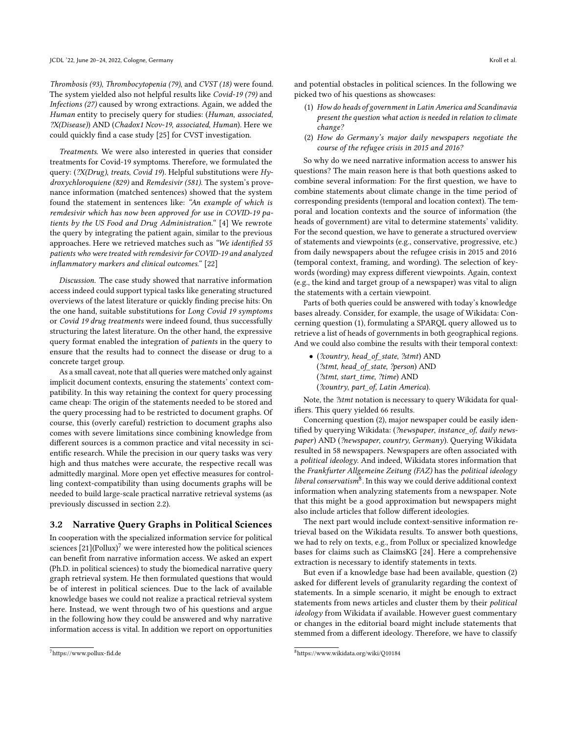*Thrombosis (93)*, *Thrombocytopenia (79)*, and *CVST (18)* were found. The system yielded also not helpful results like *Covid-19 (79)* and *Infections (27)* caused by wrong extractions. Again, we added the *Human* entity to precisely query for studies: (*Human*, *associated*, *?X(Disease)*) AND (*Chadox1 Ncov-19*, *associated*, *Human*). Here we could quickly find a case study [25] for CVST investigation.

*Treatments.* We were also interested in queries that consider treatments for Covid-19 symptoms. Therefore, we formulated the query: (*?X(Drug)*, *treats*, *Covid 19*). Helpful substitutions were *Hydroxychloroquiene (829)* and *Remdesivir (581)*. The system's provenance information (matched sentences) showed that the system found the statement in sentences like: *"An example of which is remdesivir which has now been approved for use in COVID-19 patients by the US Food and Drug Administration.*" [4] We rewrote the query by integrating the patient again, similar to the previous approaches. Here we retrieved matches such as *"We identified 55 patients who were treated with remdesivir for COVID-19 and analyzed inflammatory markers and clinical outcomes.*" [22]

*Discussion.* The case study showed that narrative information access indeed could support typical tasks like generating structured overviews of the latest literature or quickly finding precise hits: On the one hand, suitable substitutions for *Long Covid 19 symptoms* or *Covid 19 drug treatments* were indeed found, thus successfully structuring the latest literature. On the other hand, the expressive query format enabled the integration of *patients* in the query to ensure that the results had to connect the disease or drug to a concrete target group.

As a small caveat, note that all queries were matched only against implicit document contexts, ensuring the statements' context compatibility. In this way retaining the context for query processing came cheap: The origin of the statements needed to be stored and the query processing had to be restricted to document graphs. Of course, this (overly careful) restriction to document graphs also comes with severe limitations since combining knowledge from different sources is a common practice and vital necessity in scientific research. While the precision in our query tasks was very high and thus matches were accurate, the respective recall was admittedly marginal. More open yet effective measures for controlling context-compatibility than using documents graphs will be needed to build large-scale practical narrative retrieval systems (as previously discussed in section 2.2).

## 3.2 Narrative Query Graphs in Political Sciences

In cooperation with the specialized information service for political sciences [21](Pollux)[7] we were interested how the political sciences can benefit from narrative information access. We asked an expert (Ph.D. in political sciences) to study the biomedical narrative query graph retrieval system. He then formulated questions that would be of interest in political sciences. Due to the lack of available knowledge bases we could not realize a practical retrieval system here. Instead, we went through two of his questions and argue in the following how they could be answered and why narrative information access is vital. In addition we report on opportunities and potential obstacles in political sciences. In the following we picked two of his questions as showcases:

(1) *How do heads of government in Latin America and Scandinavia present the question what action is needed in relation to climate change?*
(2) *How do Germany's major daily newspapers negotiate the course of the refugee crisis in 2015 and 2016?*

So why do we need narrative information access to answer his questions? The main reason here is that both questions asked to combine several information: For the first question, we have to combine statements about climate change in the time period of corresponding presidents (temporal and location context). The temporal and location contexts and the source of information (the heads of government) are vital to determine statements' validity. For the second question, we have to generate a structured overview of statements and viewpoints (e.g., conservative, progressive, etc.) from daily newspapers about the refugee crisis in 2015 and 2016 (temporal context, framing, and wording). The selection of keywords (wording) may express different viewpoints. Again, context (e.g., the kind and target group of a newspaper) was vital to align the statements with a certain viewpoint.

Parts of both queries could be answered with today's knowledge bases already. Consider, for example, the usage of Wikidata: Concerning question (1), formulating a SPARQL query allowed us to retrieve a list of heads of governments in both geographical regions. And we could also combine the results with their temporal context:

- (*?country*, *head_of_state*, *?stmt*) AND
  (*?stmt*, *head_of_state*, *?person*) AND
  (*?stmt*, *start_time*, *?time*) AND
  (*?country*, *part_of*, *Latin America*).

Note, the *?stmt* notation is necessary to query Wikidata for qualifiers. This query yielded 66 results.

Concerning question (2), major newspaper could be easily identified by querying Wikidata: (*?newspaper*, *instance_of*, *daily newspaper*) AND (*?newspaper*, *country*, *Germany*). Querying Wikidata resulted in 58 newspapers. Newspapers are often associated with a *political ideology*. And indeed, Wikidata stores information that the *Frankfurter Allgemeine Zeitung (FAZ)* has the *political ideology liberal conservatism*[8]. In this way we could derive additional context information when analyzing statements from a newspaper. Note that this might be a good approximation but newspapers might also include articles that follow different ideologies.

The next part would include context-sensitive information retrieval based on the Wikidata results. To answer both questions, we had to rely on texts, e.g., from Pollux or specialized knowledge bases for claims such as ClaimsKG [24]. Here a comprehensive extraction is necessary to identify statements in texts.

But even if a knowledge base had been available, question (2) asked for different levels of granularity regarding the context of statements. In a simple scenario, it might be enough to extract statements from news articles and cluster them by their *political ideology* from Wikidata if available. However guest commentary or changes in the editorial board might include statements that stemmed from a different ideology. Therefore, we have to classify

[7] https://www.pollux-fid.de

[8] https://www.wikidata.org/wiki/Q10184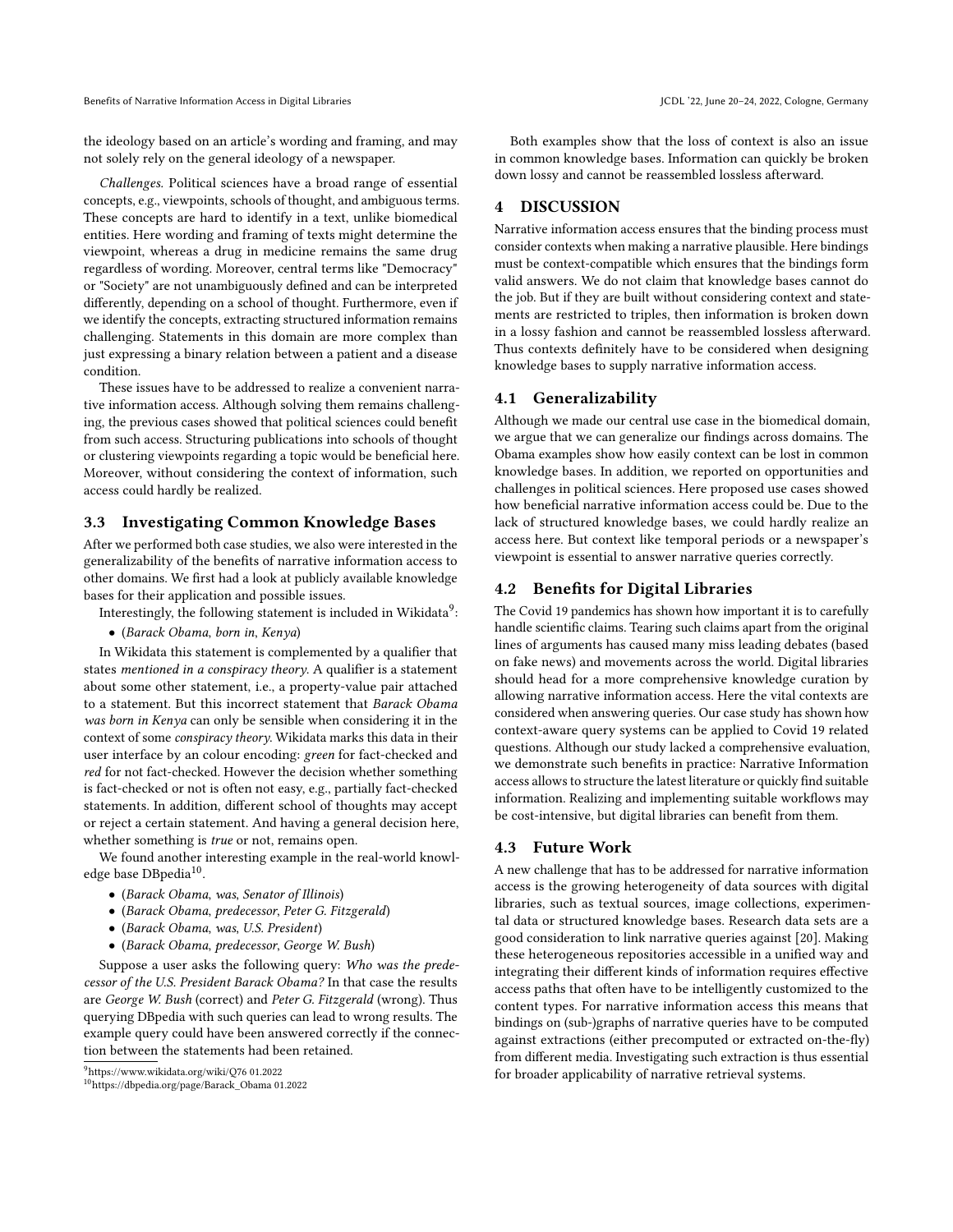the ideology based on an article's wording and framing, and may not solely rely on the general ideology of a newspaper.

*Challenges.* Political sciences have a broad range of essential concepts, e.g., viewpoints, schools of thought, and ambiguous terms. These concepts are hard to identify in a text, unlike biomedical entities. Here wording and framing of texts might determine the viewpoint, whereas a drug in medicine remains the same drug regardless of wording. Moreover, central terms like "Democracy" or "Society" are not unambiguously defined and can be interpreted differently, depending on a school of thought. Furthermore, even if we identify the concepts, extracting structured information remains challenging. Statements in this domain are more complex than just expressing a binary relation between a patient and a disease condition.

These issues have to be addressed to realize a convenient narrative information access. Although solving them remains challenging, the previous cases showed that political sciences could benefit from such access. Structuring publications into schools of thought or clustering viewpoints regarding a topic would be beneficial here. Moreover, without considering the context of information, such access could hardly be realized.

### 3.3 Investigating Common Knowledge Bases

After we performed both case studies, we also were interested in the generalizability of the benefits of narrative information access to other domains. We first had a look at publicly available knowledge bases for their application and possible issues.

Interestingly, the following statement is included in Wikidata[9]:

- (*Barack Obama*, *born in*, *Kenya*)

In Wikidata this statement is complemented by a qualifier that states *mentioned in a conspiracy theory*. A qualifier is a statement about some other statement, i.e., a property-value pair attached to a statement. But this incorrect statement that *Barack Obama was born in Kenya* can only be sensible when considering it in the context of some *conspiracy theory*. Wikidata marks this data in their user interface by an colour encoding: *green* for fact-checked and *red* for not fact-checked. However the decision whether something is fact-checked or not is often not easy, e.g., partially fact-checked statements. In addition, different school of thoughts may accept or reject a certain statement. And having a general decision here, whether something is *true* or not, remains open.

We found another interesting example in the real-world knowledge base DBpedia[10].

- (*Barack Obama*, *was*, *Senator of Illinois*)
- (*Barack Obama*, *predecessor*, *Peter G. Fitzgerald*)
- (*Barack Obama*, *was*, *U.S. President*)
- (*Barack Obama*, *predecessor*, *George W. Bush*)

Suppose a user asks the following query: *Who was the predecessor of the U.S. President Barack Obama?* In that case the results are *George W. Bush* (correct) and *Peter G. Fitzgerald* (wrong). Thus querying DBpedia with such queries can lead to wrong results. The example query could have been answered correctly if the connection between the statements had been retained.

[9] https://www.wikidata.org/wiki/Q76 01.2022

[10] https://dbpedia.org/page/Barack_Obama 01.2022

Both examples show that the loss of context is also an issue in common knowledge bases. Information can quickly be broken down lossy and cannot be reassembled lossless afterward.

## 4 DISCUSSION

Narrative information access ensures that the binding process must consider contexts when making a narrative plausible. Here bindings must be context-compatible which ensures that the bindings form valid answers. We do not claim that knowledge bases cannot do the job. But if they are built without considering context and statements are restricted to triples, then information is broken down in a lossy fashion and cannot be reassembled lossless afterward. Thus contexts definitely have to be considered when designing knowledge bases to supply narrative information access.

### 4.1 Generalizability

Although we made our central use case in the biomedical domain, we argue that we can generalize our findings across domains. The Obama examples show how easily context can be lost in common knowledge bases. In addition, we reported on opportunities and challenges in political sciences. Here proposed use cases showed how beneficial narrative information access could be. Due to the lack of structured knowledge bases, we could hardly realize an access here. But context like temporal periods or a newspaper's viewpoint is essential to answer narrative queries correctly.

### 4.2 Benefits for Digital Libraries

The Covid 19 pandemics has shown how important it is to carefully handle scientific claims. Tearing such claims apart from the original lines of arguments has caused many miss leading debates (based on fake news) and movements across the world. Digital libraries should head for a more comprehensive knowledge curation by allowing narrative information access. Here the vital contexts are considered when answering queries. Our case study has shown how context-aware query systems can be applied to Covid 19 related questions. Although our study lacked a comprehensive evaluation, we demonstrate such benefits in practice: Narrative Information access allows to structure the latest literature or quickly find suitable information. Realizing and implementing suitable workflows may be cost-intensive, but digital libraries can benefit from them.

### 4.3 Future Work

A new challenge that has to be addressed for narrative information access is the growing heterogeneity of data sources with digital libraries, such as textual sources, image collections, experimental data or structured knowledge bases. Research data sets are a good consideration to link narrative queries against [20]. Making these heterogeneous repositories accessible in a unified way and integrating their different kinds of information requires effective access paths that often have to be intelligently customized to the content types. For narrative information access this means that bindings on (sub-)graphs of narrative queries have to be computed against extractions (either precomputed or extracted on-the-fly) from different media. Investigating such extraction is thus essential for broader applicability of narrative retrieval systems.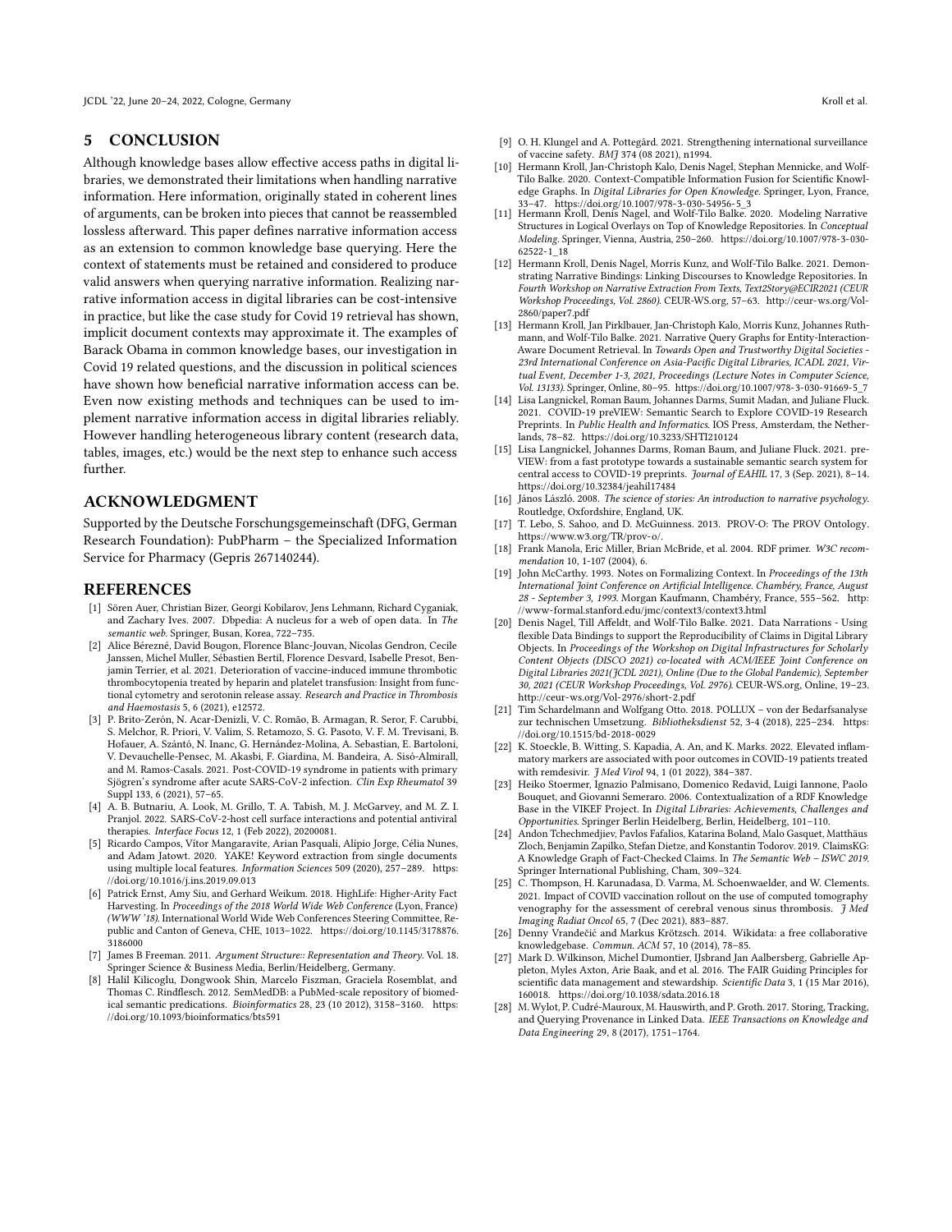## 5 CONCLUSION

Although knowledge bases allow effective access paths in digital libraries, we demonstrated their limitations when handling narrative information. Here information, originally stated in coherent lines of arguments, can be broken into pieces that cannot be reassembled lossless afterward. This paper defines narrative information access as an extension to common knowledge base querying. Here the context of statements must be retained and considered to produce valid answers when querying narrative information. Realizing narrative information access in digital libraries can be cost-intensive in practice, but like the case study for Covid 19 retrieval has shown, implicit document contexts may approximate it. The examples of Barack Obama in common knowledge bases, our investigation in Covid 19 related questions, and the discussion in political sciences have shown how beneficial narrative information access can be. Even now existing methods and techniques can be used to implement narrative information access in digital libraries reliably. However handling heterogeneous library content (research data, tables, images, etc.) would be the next step to enhance such access further.

## ACKNOWLEDGMENT

Supported by the Deutsche Forschungsgemeinschaft (DFG, German Research Foundation): PubPharm – the Specialized Information Service for Pharmacy (Gepris 267140244).

## REFERENCES

[1] Sören Auer, Christian Bizer, Georgi Kobilarov, Jens Lehmann, Richard Cyganiak, and Zachary Ives. 2007. Dbpedia: A nucleus for a web of open data. In *The semantic web*. Springer, Busan, Korea, 722–735.

[2] Alice Bérezné, David Bougon, Florence Blanc-Jouvan, Nicolas Gendron, Cecile Janssen, Michel Muller, Sébastien Bertil, Florence Desvard, Isabelle Presot, Benjamin Terrier, et al. 2021. Deterioration of vaccine-induced immune thrombotic thrombocytopenia treated by heparin and platelet transfusion: Insight from functional cytometry and serotonin release assay. *Research and Practice in Thrombosis and Haemostasis* 5, 6 (2021), e12572.

[3] P. Brito-Zerón, N. Acar-Denizli, V. C. Romão, B. Armagan, R. Seror, F. Carubbi, S. Melchor, R. Priori, V. Valim, S. Retamozo, S. G. Pasoto, V. F. M. Trevisani, B. Hofauer, A. Szántó, N. Inanc, G. Hernández-Molina, A. Sebastian, E. Bartoloni, V. Devauchelle-Pensec, M. Akasbi, F. Giardina, M. Bandeira, A. Sisó-Almirall, and M. Ramos-Casals. 2021. Post-COVID-19 syndrome in patients with primary Sjögren's syndrome after acute SARS-CoV-2 infection. *Clin Exp Rheumatol* 39 Suppl 133, 6 (2021), 57–65.

[4] A. B. Butnariu, A. Look, M. Grillo, T. A. Tabish, M. J. McGarvey, and M. Z. I. Pranjol. 2022. SARS-CoV-2-host cell surface interactions and potential antiviral therapies. *Interface Focus* 12, 1 (Feb 2022), 20200081.

[5] Ricardo Campos, Vítor Mangaravite, Arian Pasquali, Alípio Jorge, Célia Nunes, and Adam Jatowt. 2020. YAKE! Keyword extraction from single documents using multiple local features. *Information Sciences* 509 (2020), 257–289. https://doi.org/10.1016/j.ins.2019.09.013

[6] Patrick Ernst, Amy Siu, and Gerhard Weikum. 2018. HighLife: Higher-Arity Fact Harvesting. In *Proceedings of the 2018 World Wide Web Conference* (Lyon, France) *(WWW '18)*. International World Wide Web Conferences Steering Committee, Republic and Canton of Geneva, CHE, 1013–1022. https://doi.org/10.1145/3178876.3186000

[7] James B Freeman. 2011. *Argument Structure:: Representation and Theory*. Vol. 18. Springer Science & Business Media, Berlin/Heidelberg, Germany.

[8] Halil Kilicoglu, Dongwook Shin, Marcelo Fiszman, Graciela Rosemblat, and Thomas C. Rindflesch. 2012. SemMedDB: a PubMed-scale repository of biomedical semantic predications. *Bioinformatics* 28, 23 (10 2012), 3158–3160. https://doi.org/10.1093/bioinformatics/bts591

[9] O. H. Klungel and A. Pottegård. 2021. Strengthening international surveillance of vaccine safety. *BMJ* 374 (08 2021), n1994.

[10] Hermann Kroll, Jan-Christoph Kalo, Denis Nagel, Stephan Mennicke, and Wolf-Tilo Balke. 2020. Context-Compatible Information Fusion for Scientific Knowledge Graphs. In *Digital Libraries for Open Knowledge*. Springer, Lyon, France, 33–47. https://doi.org/10.1007/978-3-030-54956-5_3

[11] Hermann Kroll, Denis Nagel, and Wolf-Tilo Balke. 2020. Modeling Narrative Structures in Logical Overlays on Top of Knowledge Repositories. In *Conceptual Modeling*. Springer, Vienna, Austria, 250–260. https://doi.org/10.1007/978-3-030-62522-1_18

[12] Hermann Kroll, Denis Nagel, Morris Kunz, and Wolf-Tilo Balke. 2021. Demonstrating Narrative Bindings: Linking Discourses to Knowledge Repositories. In *Fourth Workshop on Narrative Extraction From Texts, Text2Story@ECIR2021 (CEUR Workshop Proceedings, Vol. 2860)*. CEUR-WS.org, 57–63. http://ceur-ws.org/Vol-2860/paper7.pdf

[13] Hermann Kroll, Jan Pirklbauer, Jan-Christoph Kalo, Morris Kunz, Johannes Ruthmann, and Wolf-Tilo Balke. 2021. Narrative Query Graphs for Entity-Interaction-Aware Document Retrieval. In *Towards Open and Trustworthy Digital Societies - 23rd International Conference on Asia-Pacific Digital Libraries, ICADL 2021, Virtual Event, December 1-3, 2021, Proceedings (Lecture Notes in Computer Science, Vol. 13133)*. Springer, Online, 80–95. https://doi.org/10.1007/978-3-030-91669-5_7

[14] Lisa Langnickel, Roman Baum, Johannes Darms, Sumit Madan, and Juliane Fluck. 2021. COVID-19 preVIEW: Semantic Search to Explore COVID-19 Research Preprints. In *Public Health and Informatics*. IOS Press, Amsterdam, the Netherlands, 78–82. https://doi.org/10.3233/SHTI210124

[15] Lisa Langnickel, Johannes Darms, Roman Baum, and Juliane Fluck. 2021. preVIEW: from a fast prototype towards a sustainable semantic search system for central access to COVID-19 preprints. *Journal of EAHIL* 17, 3 (Sep. 2021), 8–14. https://doi.org/10.32384/jeahil17484

[16] János László. 2008. *The science of stories: An introduction to narrative psychology*. Routledge, Oxfordshire, England, UK.

[17] T. Lebo, S. Sahoo, and D. McGuinness. 2013. PROV-O: The PROV Ontology. https://www.w3.org/TR/prov-o/.

[18] Frank Manola, Eric Miller, Brian McBride, et al. 2004. RDF primer. *W3C recommendation* 10, 1-107 (2004), 6.

[19] John McCarthy. 1993. Notes on Formalizing Context. In *Proceedings of the 13th International Joint Conference on Artificial Intelligence. Chambéry, France, August 28 - September 3, 1993*. Morgan Kaufmann, Chambéry, France, 555–562. http://www-formal.stanford.edu/jmc/context3/context3.html

[20] Denis Nagel, Till Affeldt, and Wolf-Tilo Balke. 2021. Data Narrations - Using flexible Data Bindings to support the Reproducibility of Claims in Digital Library Objects. In *Proceedings of the Workshop on Digital Infrastructures for Scholarly Content Objects (DISCO 2021) co-located with ACM/IEEE Joint Conference on Digital Libraries 2021(JCDL 2021), Online (Due to the Global Pandemic), September 30, 2021 (CEUR Workshop Proceedings, Vol. 2976)*. CEUR-WS.org, Online, 19–23. http://ceur-ws.org/Vol-2976/short-2.pdf

[21] Tim Schardelmann and Wolfgang Otto. 2018. POLLUX – von der Bedarfsanalyse zur technischen Umsetzung. *Bibliotheksdienst* 52, 3-4 (2018), 225–234. https://doi.org/10.1515/bd-2018-0029

[22] K. Stoeckle, B. Witting, S. Kapadia, A. An, and K. Marks. 2022. Elevated inflammatory markers are associated with poor outcomes in COVID-19 patients treated with remdesivir. *J Med Virol* 94, 1 (01 2022), 384–387.

[23] Heiko Stoermer, Ignazio Palmisano, Domenico Redavid, Luigi Iannone, Paolo Bouquet, and Giovanni Semeraro. 2006. Contextualization of a RDF Knowledge Base in the VIKEF Project. In *Digital Libraries: Achievements, Challenges and Opportunities*. Springer Berlin Heidelberg, Berlin, Heidelberg, 101–110.

[24] Andon Tchechmedjiev, Pavlos Fafalios, Katarina Boland, Malo Gasquet, Matthäus Zloch, Benjamin Zapilko, Stefan Dietze, and Konstantin Todorov. 2019. ClaimsKG: A Knowledge Graph of Fact-Checked Claims. In *The Semantic Web – ISWC 2019*. Springer International Publishing, Cham, 309–324.

[25] C. Thompson, H. Karunadasa, D. Varma, M. Schoenwaelder, and W. Clements. 2021. Impact of COVID vaccination rollout on the use of computed tomography venography for the assessment of cerebral venous sinus thrombosis. *J Med Imaging Radiat Oncol* 65, 7 (Dec 2021), 883–887.

[26] Denny Vrandečić and Markus Krötzsch. 2014. Wikidata: a free collaborative knowledgebase. *Commun. ACM* 57, 10 (2014), 78–85.

[27] Mark D. Wilkinson, Michel Dumontier, IJsbrand Jan Aalbersberg, Gabrielle Appleton, Myles Axton, Arie Baak, and et al. 2016. The FAIR Guiding Principles for scientific data management and stewardship. *Scientific Data* 3, 1 (15 Mar 2016), 160018. https://doi.org/10.1038/sdata.2016.18

[28] M. Wylot, P. Cudré-Mauroux, M. Hauswirth, and P. Groth. 2017. Storing, Tracking, and Querying Provenance in Linked Data. *IEEE Transactions on Knowledge and Data Engineering* 29, 8 (2017), 1751–1764.